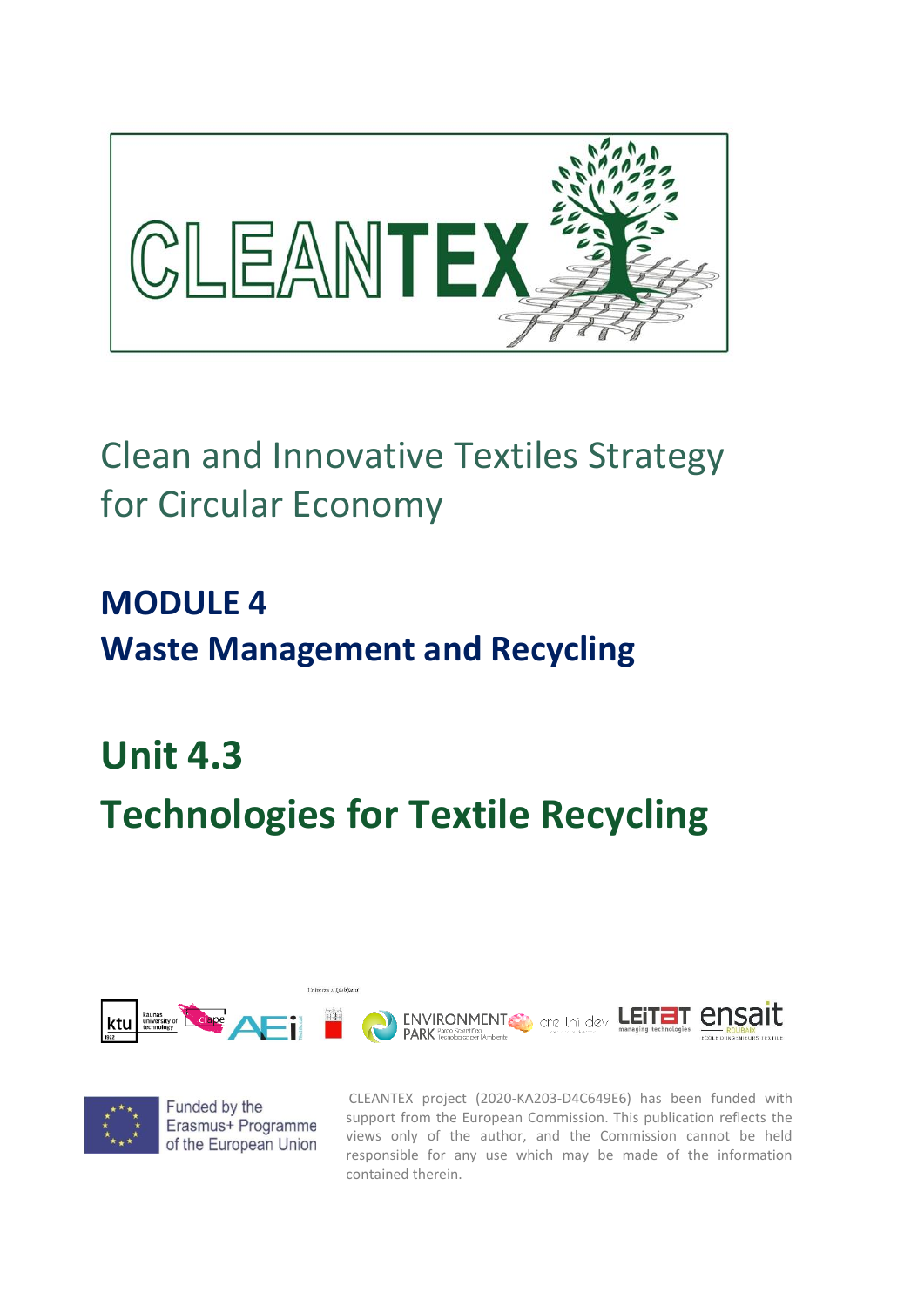# CLEANTEX

## Clean and Innovative Textiles Strategy for Circular Economy

## MODULE 4
## Waste Management and Recycling

# Unit 4.3
# Technologies for Textile Recycling

Funded by the Erasmus+ Programme of the European Union

CLEANTEX project (2020-KA203-D4C649E6) has been funded with support from the European Commission. This publication reflects the views only of the author, and the Commission cannot be held responsible for any use which may be made of the information contained therein.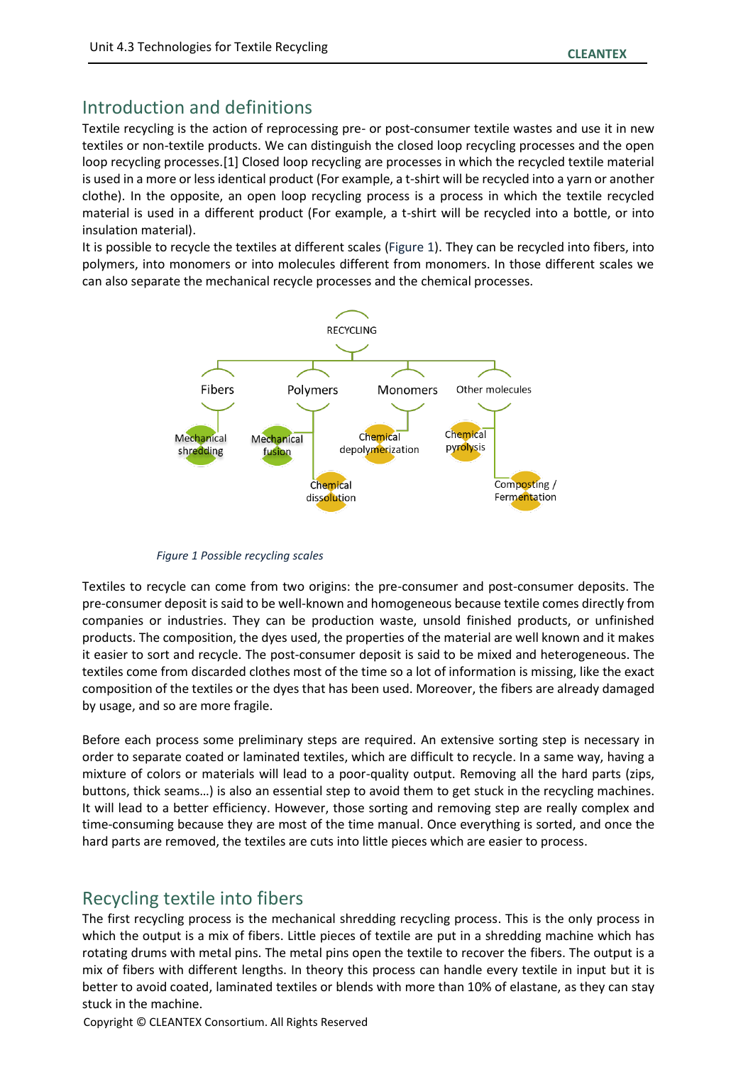## Introduction and definitions

Textile recycling is the action of reprocessing pre- or post-consumer textile wastes and use it in new textiles or non-textile products. We can distinguish the closed loop recycling processes and the open loop recycling processes.[1] Closed loop recycling are processes in which the recycled textile material is used in a more or less identical product (For example, a t-shirt will be recycled into a yarn or another clothe). In the opposite, an open loop recycling process is a process in which the textile recycled material is used in a different product (For example, a t-shirt will be recycled into a bottle, or into insulation material).

It is possible to recycle the textiles at different scales (Figure 1). They can be recycled into fibers, into polymers, into monomers or into molecules different from monomers. In those different scales we can also separate the mechanical recycle processes and the chemical processes.

RECYCLING

- Fibers
  - Mechanical shredding
- Polymers
  - Mechanical fusion
  - Chemical dissolution
- Monomers
  - Chemical depolymerization
- Other molecules
  - Chemical pyrolysis
  - Composting / Fermentation

*Figure 1 Possible recycling scales*

Textiles to recycle can come from two origins: the pre-consumer and post-consumer deposits. The pre-consumer deposit is said to be well-known and homogeneous because textile comes directly from companies or industries. They can be production waste, unsold finished products, or unfinished products. The composition, the dyes used, the properties of the material are well known and it makes it easier to sort and recycle. The post-consumer deposit is said to be mixed and heterogeneous. The textiles come from discarded clothes most of the time so a lot of information is missing, like the exact composition of the textiles or the dyes that has been used. Moreover, the fibers are already damaged by usage, and so are more fragile.

Before each process some preliminary steps are required. An extensive sorting step is necessary in order to separate coated or laminated textiles, which are difficult to recycle. In a same way, having a mixture of colors or materials will lead to a poor-quality output. Removing all the hard parts (zips, buttons, thick seams…) is also an essential step to avoid them to get stuck in the recycling machines. It will lead to a better efficiency. However, those sorting and removing step are really complex and time-consuming because they are most of the time manual. Once everything is sorted, and once the hard parts are removed, the textiles are cuts into little pieces which are easier to process.

## Recycling textile into fibers

The first recycling process is the mechanical shredding recycling process. This is the only process in which the output is a mix of fibers. Little pieces of textile are put in a shredding machine which has rotating drums with metal pins. The metal pins open the textile to recover the fibers. The output is a mix of fibers with different lengths. In theory this process can handle every textile in input but it is better to avoid coated, laminated textiles or blends with more than 10% of elastane, as they can stay stuck in the machine.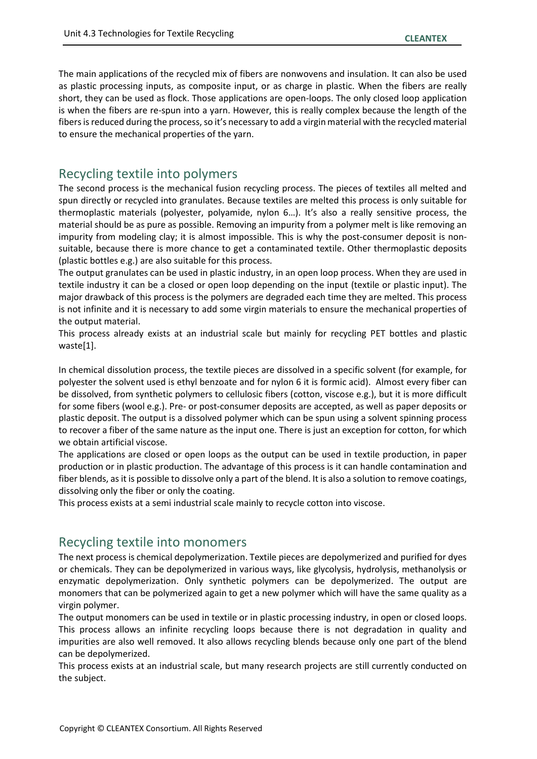The main applications of the recycled mix of fibers are nonwovens and insulation. It can also be used as plastic processing inputs, as composite input, or as charge in plastic. When the fibers are really short, they can be used as flock. Those applications are open-loops. The only closed loop application is when the fibers are re-spun into a yarn. However, this is really complex because the length of the fibers is reduced during the process, so it's necessary to add a virgin material with the recycled material to ensure the mechanical properties of the yarn.

## Recycling textile into polymers

The second process is the mechanical fusion recycling process. The pieces of textiles all melted and spun directly or recycled into granulates. Because textiles are melted this process is only suitable for thermoplastic materials (polyester, polyamide, nylon 6…). It's also a really sensitive process, the material should be as pure as possible. Removing an impurity from a polymer melt is like removing an impurity from modeling clay; it is almost impossible. This is why the post-consumer deposit is non-suitable, because there is more chance to get a contaminated textile. Other thermoplastic deposits (plastic bottles e.g.) are also suitable for this process.

The output granulates can be used in plastic industry, in an open loop process. When they are used in textile industry it can be a closed or open loop depending on the input (textile or plastic input). The major drawback of this process is the polymers are degraded each time they are melted. This process is not infinite and it is necessary to add some virgin materials to ensure the mechanical properties of the output material.

This process already exists at an industrial scale but mainly for recycling PET bottles and plastic waste[1].

In chemical dissolution process, the textile pieces are dissolved in a specific solvent (for example, for polyester the solvent used is ethyl benzoate and for nylon 6 it is formic acid). Almost every fiber can be dissolved, from synthetic polymers to cellulosic fibers (cotton, viscose e.g.), but it is more difficult for some fibers (wool e.g.). Pre- or post-consumer deposits are accepted, as well as paper deposits or plastic deposit. The output is a dissolved polymer which can be spun using a solvent spinning process to recover a fiber of the same nature as the input one. There is just an exception for cotton, for which we obtain artificial viscose.

The applications are closed or open loops as the output can be used in textile production, in paper production or in plastic production. The advantage of this process is it can handle contamination and fiber blends, as it is possible to dissolve only a part of the blend. It is also a solution to remove coatings, dissolving only the fiber or only the coating.

This process exists at a semi industrial scale mainly to recycle cotton into viscose.

## Recycling textile into monomers

The next process is chemical depolymerization. Textile pieces are depolymerized and purified for dyes or chemicals. They can be depolymerized in various ways, like glycolysis, hydrolysis, methanolysis or enzymatic depolymerization. Only synthetic polymers can be depolymerized. The output are monomers that can be polymerized again to get a new polymer which will have the same quality as a virgin polymer.

The output monomers can be used in textile or in plastic processing industry, in open or closed loops. This process allows an infinite recycling loops because there is not degradation in quality and impurities are also well removed. It also allows recycling blends because only one part of the blend can be depolymerized.

This process exists at an industrial scale, but many research projects are still currently conducted on the subject.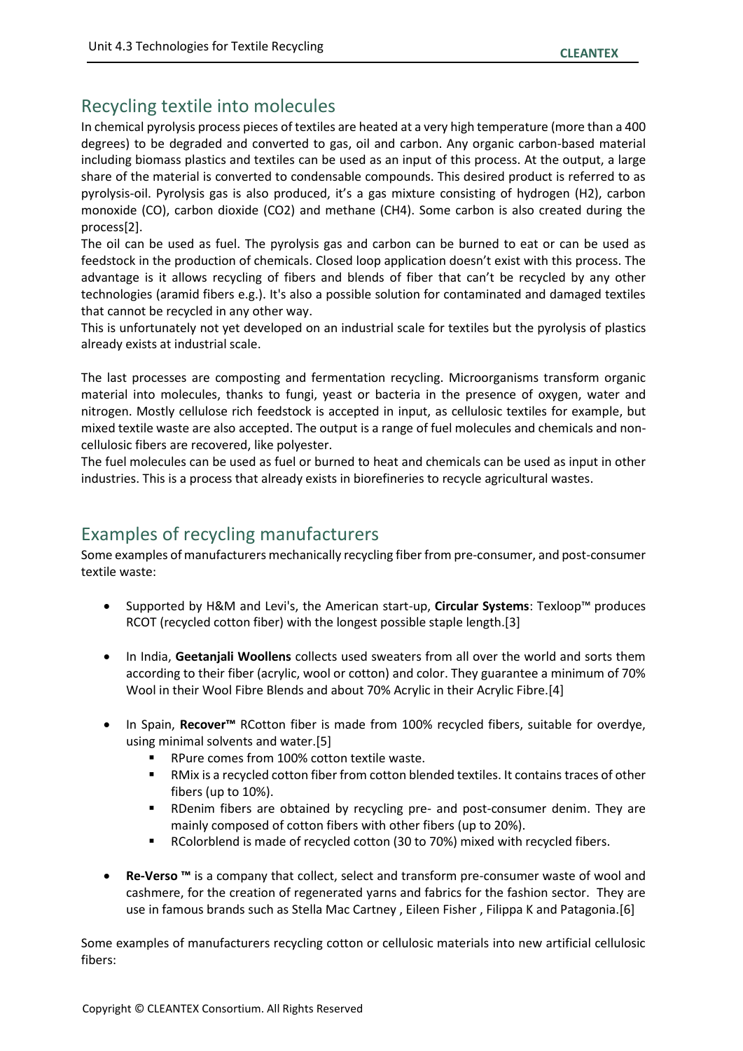## Recycling textile into molecules

In chemical pyrolysis process pieces of textiles are heated at a very high temperature (more than a 400 degrees) to be degraded and converted to gas, oil and carbon. Any organic carbon-based material including biomass plastics and textiles can be used as an input of this process. At the output, a large share of the material is converted to condensable compounds. This desired product is referred to as pyrolysis-oil. Pyrolysis gas is also produced, it's a gas mixture consisting of hydrogen ($H_2$), carbon monoxide ($CO$), carbon dioxide ($CO_2$) and methane ($CH_4$). Some carbon is also created during the process[2].

The oil can be used as fuel. The pyrolysis gas and carbon can be burned to eat or can be used as feedstock in the production of chemicals. Closed loop application doesn't exist with this process. The advantage is it allows recycling of fibers and blends of fiber that can't be recycled by any other technologies (aramid fibers e.g.). It's also a possible solution for contaminated and damaged textiles that cannot be recycled in any other way.

This is unfortunately not yet developed on an industrial scale for textiles but the pyrolysis of plastics already exists at industrial scale.

The last processes are composting and fermentation recycling. Microorganisms transform organic material into molecules, thanks to fungi, yeast or bacteria in the presence of oxygen, water and nitrogen. Mostly cellulose rich feedstock is accepted in input, as cellulosic textiles for example, but mixed textile waste are also accepted. The output is a range of fuel molecules and chemicals and non-cellulosic fibers are recovered, like polyester.

The fuel molecules can be used as fuel or burned to heat and chemicals can be used as input in other industries. This is a process that already exists in biorefineries to recycle agricultural wastes.

## Examples of recycling manufacturers

Some examples of manufacturers mechanically recycling fiber from pre-consumer, and post-consumer textile waste:

- Supported by H&M and Levi's, the American start-up, **Circular Systems**: Texloop™ produces RCOT (recycled cotton fiber) with the longest possible staple length.[3]
- In India, **Geetanjali Woollens** collects used sweaters from all over the world and sorts them according to their fiber (acrylic, wool or cotton) and color. They guarantee a minimum of 70% Wool in their Wool Fibre Blends and about 70% Acrylic in their Acrylic Fibre.[4]
- In Spain, **Recover™** RCotton fiber is made from 100% recycled fibers, suitable for overdye, using minimal solvents and water.[5]
  - RPure comes from 100% cotton textile waste.
  - RMix is a recycled cotton fiber from cotton blended textiles. It contains traces of other fibers (up to 10%).
  - RDenim fibers are obtained by recycling pre- and post-consumer denim. They are mainly composed of cotton fibers with other fibers (up to 20%).
  - RColorblend is made of recycled cotton (30 to 70%) mixed with recycled fibers.
- **Re-Verso ™** is a company that collect, select and transform pre-consumer waste of wool and cashmere, for the creation of regenerated yarns and fabrics for the fashion sector. They are use in famous brands such as Stella Mac Cartney , Eileen Fisher , Filippa K and Patagonia.[6]

Some examples of manufacturers recycling cotton or cellulosic materials into new artificial cellulosic fibers: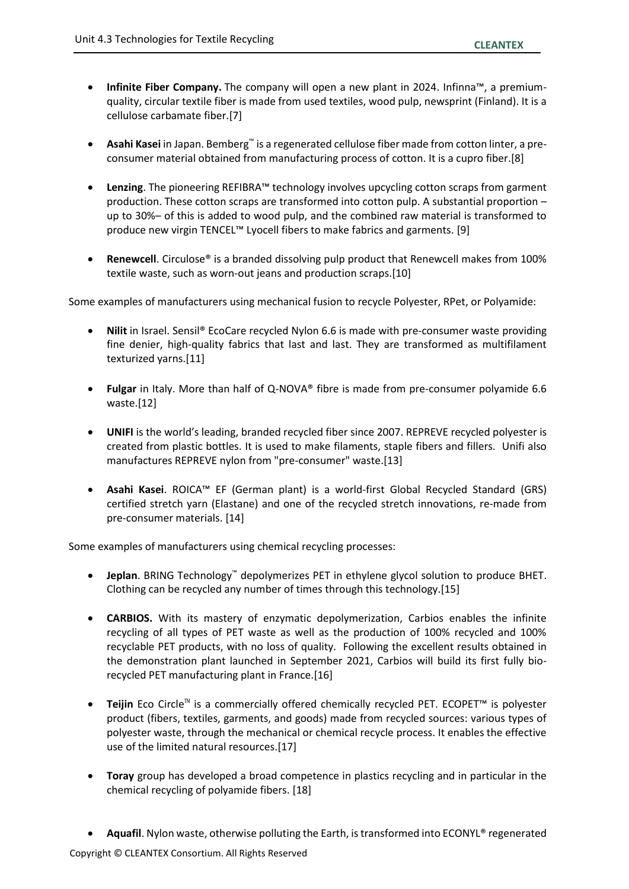- **Infinite Fiber Company.** The company will open a new plant in 2024. Infinna™, a premium-quality, circular textile fiber is made from used textiles, wood pulp, newsprint (Finland). It is a cellulose carbamate fiber.[7]

- **Asahi Kasei** in Japan. Bemberg™ is a regenerated cellulose fiber made from cotton linter, a pre-consumer material obtained from manufacturing process of cotton. It is a cupro fiber.[8]

- **Lenzing**. The pioneering REFIBRA™ technology involves upcycling cotton scraps from garment production. These cotton scraps are transformed into cotton pulp. A substantial proportion – up to 30%– of this is added to wood pulp, and the combined raw material is transformed to produce new virgin TENCEL™ Lyocell fibers to make fabrics and garments. [9]

- **Renewcell**. Circulose® is a branded dissolving pulp product that Renewcell makes from 100% textile waste, such as worn-out jeans and production scraps.[10]

Some examples of manufacturers using mechanical fusion to recycle Polyester, RPet, or Polyamide:

- **Nilit** in Israel. Sensil® EcoCare recycled Nylon 6.6 is made with pre-consumer waste providing fine denier, high-quality fabrics that last and last. They are transformed as multifilament texturized yarns.[11]

- **Fulgar** in Italy. More than half of Q-NOVA® fibre is made from pre-consumer polyamide 6.6 waste.[12]

- **UNIFI** is the world's leading, branded recycled fiber since 2007. REPREVE recycled polyester is created from plastic bottles. It is used to make filaments, staple fibers and fillers. Unifi also manufactures REPREVE nylon from "pre-consumer" waste.[13]

- **Asahi Kasei**. ROICA™ EF (German plant) is a world-first Global Recycled Standard (GRS) certified stretch yarn (Elastane) and one of the recycled stretch innovations, re-made from pre-consumer materials. [14]

Some examples of manufacturers using chemical recycling processes:

- **Jeplan**. BRING Technology™ depolymerizes PET in ethylene glycol solution to produce BHET. Clothing can be recycled any number of times through this technology.[15]

- **CARBIOS.** With its mastery of enzymatic depolymerization, Carbios enables the infinite recycling of all types of PET waste as well as the production of 100% recycled and 100% recyclable PET products, with no loss of quality. Following the excellent results obtained in the demonstration plant launched in September 2021, Carbios will build its first fully bio-recycled PET manufacturing plant in France.[16]

- **Teijin** Eco Circle™ is a commercially offered chemically recycled PET. ECOPET™ is polyester product (fibers, textiles, garments, and goods) made from recycled sources: various types of polyester waste, through the mechanical or chemical recycle process. It enables the effective use of the limited natural resources.[17]

- **Toray** group has developed a broad competence in plastics recycling and in particular in the chemical recycling of polyamide fibers. [18]

- **Aquafil**. Nylon waste, otherwise polluting the Earth, is transformed into ECONYL® regenerated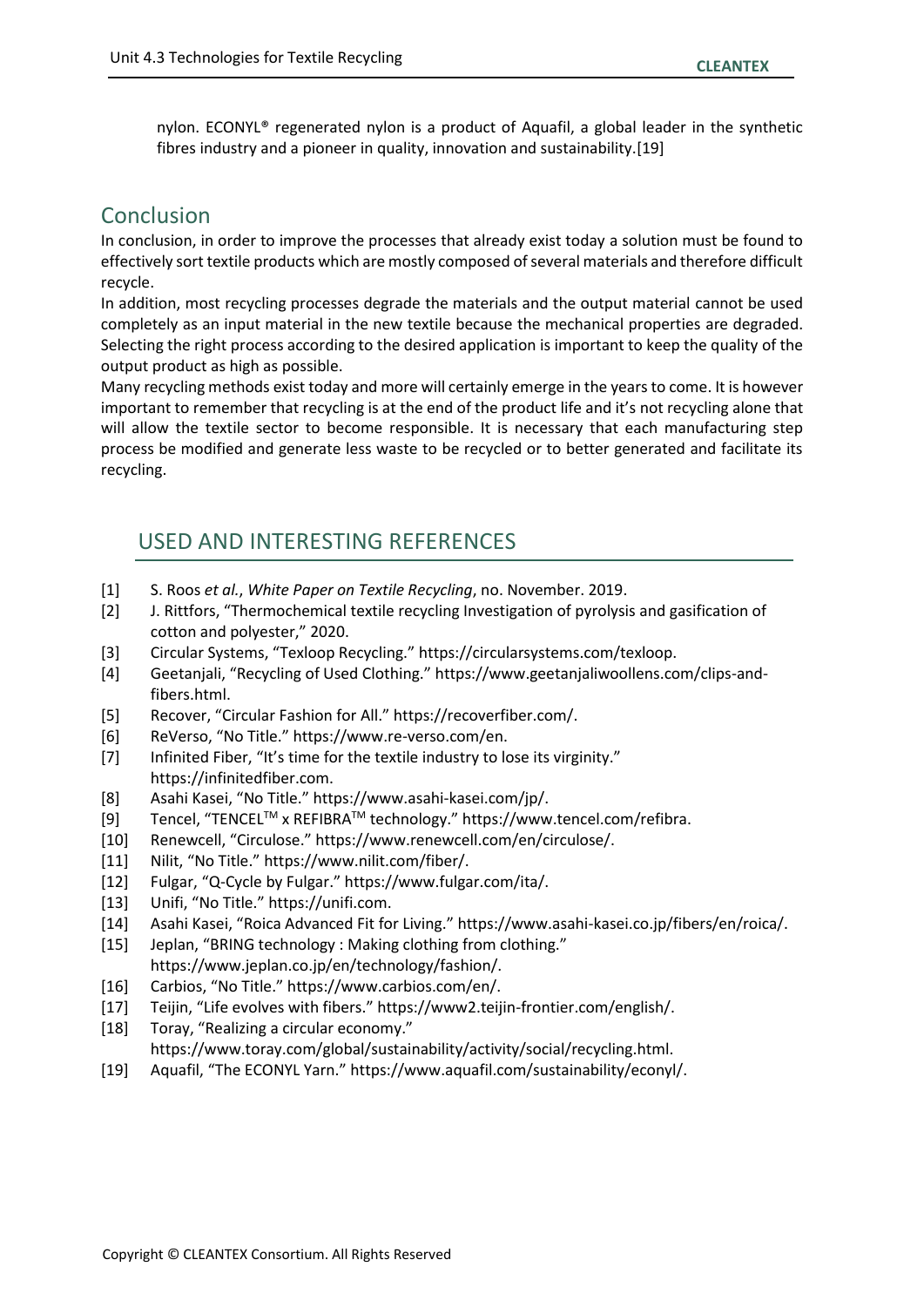nylon. ECONYL® regenerated nylon is a product of Aquafil, a global leader in the synthetic fibres industry and a pioneer in quality, innovation and sustainability.[19]

## Conclusion

In conclusion, in order to improve the processes that already exist today a solution must be found to effectively sort textile products which are mostly composed of several materials and therefore difficult recycle.

In addition, most recycling processes degrade the materials and the output material cannot be used completely as an input material in the new textile because the mechanical properties are degraded. Selecting the right process according to the desired application is important to keep the quality of the output product as high as possible.

Many recycling methods exist today and more will certainly emerge in the years to come. It is however important to remember that recycling is at the end of the product life and it's not recycling alone that will allow the textile sector to become responsible. It is necessary that each manufacturing step process be modified and generate less waste to be recycled or to better generated and facilitate its recycling.

## USED AND INTERESTING REFERENCES

[1] S. Roos *et al.*, *White Paper on Textile Recycling*, no. November. 2019.

[2] J. Rittfors, "Thermochemical textile recycling Investigation of pyrolysis and gasification of cotton and polyester," 2020.

[3] Circular Systems, "Texloop Recycling." https://circularsystems.com/texloop.

[4] Geetanjali, "Recycling of Used Clothing." https://www.geetanjaliwoollens.com/clips-and-fibers.html.

[5] Recover, "Circular Fashion for All." https://recoverfiber.com/.

[6] ReVerso, "No Title." https://www.re-verso.com/en.

[7] Infinited Fiber, "It's time for the textile industry to lose its virginity." https://infinitedfiber.com.

[8] Asahi Kasei, "No Title." https://www.asahi-kasei.com/jp/.

[9] Tencel, "TENCEL™ x REFIBRA™ technology." https://www.tencel.com/refibra.

[10] Renewcell, "Circulose." https://www.renewcell.com/en/circulose/.

[11] Nilit, "No Title." https://www.nilit.com/fiber/.

[12] Fulgar, "Q-Cycle by Fulgar." https://www.fulgar.com/ita/.

[13] Unifi, "No Title." https://unifi.com.

[14] Asahi Kasei, "Roica Advanced Fit for Living." https://www.asahi-kasei.co.jp/fibers/en/roica/.

[15] Jeplan, "BRING technology : Making clothing from clothing." https://www.jeplan.co.jp/en/technology/fashion/.

[16] Carbios, "No Title." https://www.carbios.com/en/.

[17] Teijin, "Life evolves with fibers." https://www2.teijin-frontier.com/english/.

[18] Toray, "Realizing a circular economy." https://www.toray.com/global/sustainability/activity/social/recycling.html.

[19] Aquafil, "The ECONYL Yarn." https://www.aquafil.com/sustainability/econyl/.